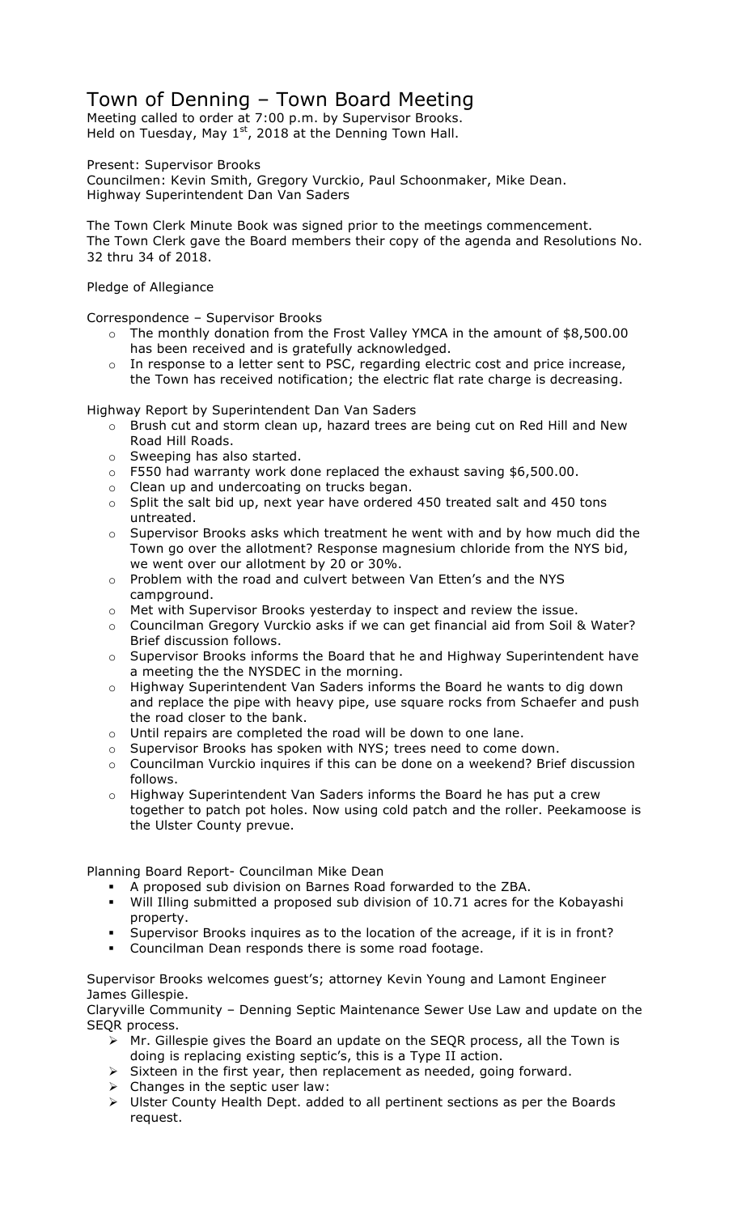# Town of Denning – Town Board Meeting

Meeting called to order at 7:00 p.m. by Supervisor Brooks.
Held on Tuesday, May 1st, 2018 at the Denning Town Hall.

Present: Supervisor Brooks
Councilmen: Kevin Smith, Gregory Vurckio, Paul Schoonmaker, Mike Dean.
Highway Superintendent Dan Van Saders

The Town Clerk Minute Book was signed prior to the meetings commencement.
The Town Clerk gave the Board members their copy of the agenda and Resolutions No. 32 thru 34 of 2018.

Pledge of Allegiance

Correspondence – Supervisor Brooks

- The monthly donation from the Frost Valley YMCA in the amount of $8,500.00 has been received and is gratefully acknowledged.
- In response to a letter sent to PSC, regarding electric cost and price increase, the Town has received notification; the electric flat rate charge is decreasing.

Highway Report by Superintendent Dan Van Saders

- Brush cut and storm clean up, hazard trees are being cut on Red Hill and New Road Hill Roads.
- Sweeping has also started.
- F550 had warranty work done replaced the exhaust saving $6,500.00.
- Clean up and undercoating on trucks began.
- Split the salt bid up, next year have ordered 450 treated salt and 450 tons untreated.
- Supervisor Brooks asks which treatment he went with and by how much did the Town go over the allotment? Response magnesium chloride from the NYS bid, we went over our allotment by 20 or 30%.
- Problem with the road and culvert between Van Etten's and the NYS campground.
- Met with Supervisor Brooks yesterday to inspect and review the issue.
- Councilman Gregory Vurckio asks if we can get financial aid from Soil & Water? Brief discussion follows.
- Supervisor Brooks informs the Board that he and Highway Superintendent have a meeting the the NYSDEC in the morning.
- Highway Superintendent Van Saders informs the Board he wants to dig down and replace the pipe with heavy pipe, use square rocks from Schaefer and push the road closer to the bank.
- Until repairs are completed the road will be down to one lane.
- Supervisor Brooks has spoken with NYS; trees need to come down.
- Councilman Vurckio inquires if this can be done on a weekend? Brief discussion follows.
- Highway Superintendent Van Saders informs the Board he has put a crew together to patch pot holes. Now using cold patch and the roller. Peekamoose is the Ulster County prevue.

Planning Board Report- Councilman Mike Dean

- A proposed sub division on Barnes Road forwarded to the ZBA.
- Will Illing submitted a proposed sub division of 10.71 acres for the Kobayashi property.
- Supervisor Brooks inquires as to the location of the acreage, if it is in front?
- Councilman Dean responds there is some road footage.

Supervisor Brooks welcomes guest's; attorney Kevin Young and Lamont Engineer James Gillespie.
Claryville Community – Denning Septic Maintenance Sewer Use Law and update on the SEQR process.

- Mr. Gillespie gives the Board an update on the SEQR process, all the Town is doing is replacing existing septic's, this is a Type II action.
- Sixteen in the first year, then replacement as needed, going forward.
- Changes in the septic user law:
- Ulster County Health Dept. added to all pertinent sections as per the Boards request.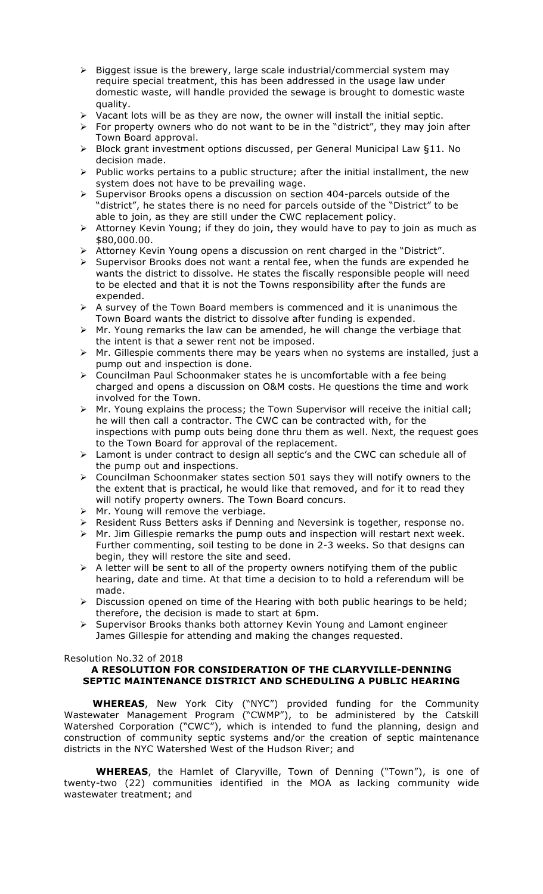- Biggest issue is the brewery, large scale industrial/commercial system may require special treatment, this has been addressed in the usage law under domestic waste, will handle provided the sewage is brought to domestic waste quality.
- Vacant lots will be as they are now, the owner will install the initial septic.
- For property owners who do not want to be in the "district", they may join after Town Board approval.
- Block grant investment options discussed, per General Municipal Law §11. No decision made.
- Public works pertains to a public structure; after the initial installment, the new system does not have to be prevailing wage.
- Supervisor Brooks opens a discussion on section 404-parcels outside of the "district", he states there is no need for parcels outside of the "District" to be able to join, as they are still under the CWC replacement policy.
- Attorney Kevin Young; if they do join, they would have to pay to join as much as $80,000.00.
- Attorney Kevin Young opens a discussion on rent charged in the "District".
- Supervisor Brooks does not want a rental fee, when the funds are expended he wants the district to dissolve. He states the fiscally responsible people will need to be elected and that it is not the Towns responsibility after the funds are expended.
- A survey of the Town Board members is commenced and it is unanimous the Town Board wants the district to dissolve after funding is expended.
- Mr. Young remarks the law can be amended, he will change the verbiage that the intent is that a sewer rent not be imposed.
- Mr. Gillespie comments there may be years when no systems are installed, just a pump out and inspection is done.
- Councilman Paul Schoonmaker states he is uncomfortable with a fee being charged and opens a discussion on O&M costs. He questions the time and work involved for the Town.
- Mr. Young explains the process; the Town Supervisor will receive the initial call; he will then call a contractor. The CWC can be contracted with, for the inspections with pump outs being done thru them as well. Next, the request goes to the Town Board for approval of the replacement.
- Lamont is under contract to design all septic's and the CWC can schedule all of the pump out and inspections.
- Councilman Schoonmaker states section 501 says they will notify owners to the the extent that is practical, he would like that removed, and for it to read they will notify property owners. The Town Board concurs.
- Mr. Young will remove the verbiage.
- Resident Russ Betters asks if Denning and Neversink is together, response no.
- Mr. Jim Gillespie remarks the pump outs and inspection will restart next week. Further commenting, soil testing to be done in 2-3 weeks. So that designs can begin, they will restore the site and seed.
- A letter will be sent to all of the property owners notifying them of the public hearing, date and time. At that time a decision to to hold a referendum will be made.
- Discussion opened on time of the Hearing with both public hearings to be held; therefore, the decision is made to start at 6pm.
- Supervisor Brooks thanks both attorney Kevin Young and Lamont engineer James Gillespie for attending and making the changes requested.

Resolution No.32 of 2018

**A RESOLUTION FOR CONSIDERATION OF THE CLARYVILLE-DENNING SEPTIC MAINTENANCE DISTRICT AND SCHEDULING A PUBLIC HEARING**

**WHEREAS**, New York City ("NYC") provided funding for the Community Wastewater Management Program ("CWMP"), to be administered by the Catskill Watershed Corporation ("CWC"), which is intended to fund the planning, design and construction of community septic systems and/or the creation of septic maintenance districts in the NYC Watershed West of the Hudson River; and

**WHEREAS**, the Hamlet of Claryville, Town of Denning ("Town"), is one of twenty-two (22) communities identified in the MOA as lacking community wide wastewater treatment; and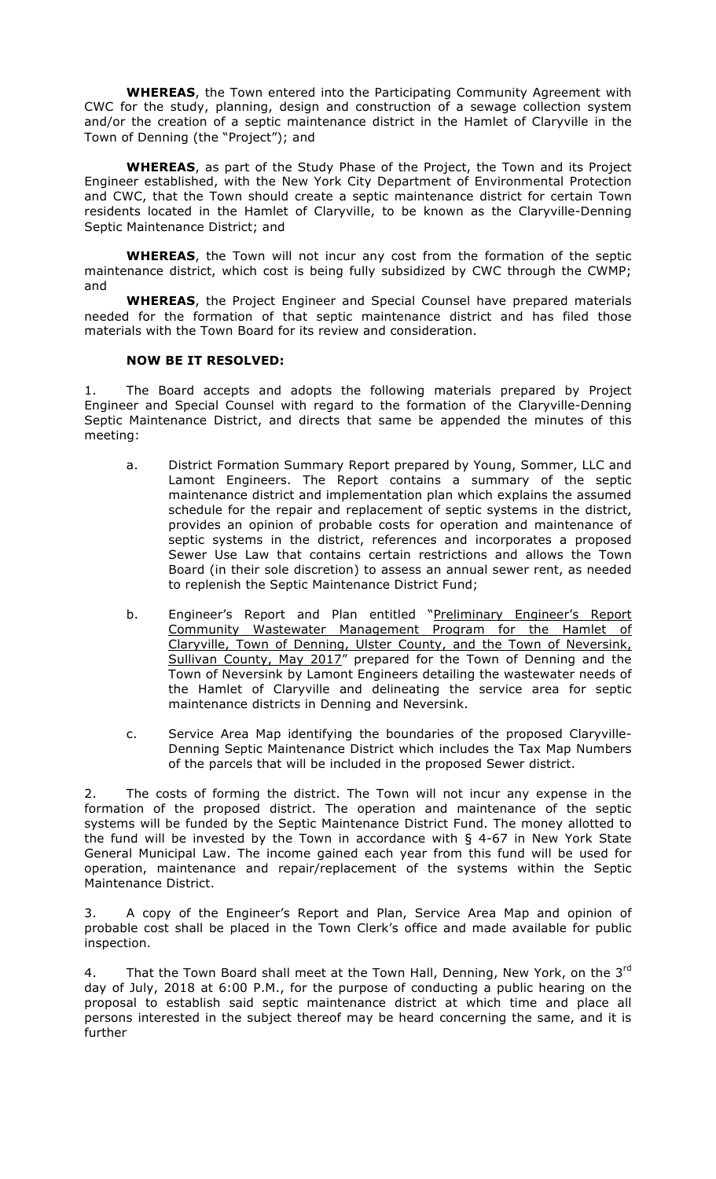**WHEREAS**, the Town entered into the Participating Community Agreement with CWC for the study, planning, design and construction of a sewage collection system and/or the creation of a septic maintenance district in the Hamlet of Claryville in the Town of Denning (the "Project"); and

**WHEREAS**, as part of the Study Phase of the Project, the Town and its Project Engineer established, with the New York City Department of Environmental Protection and CWC, that the Town should create a septic maintenance district for certain Town residents located in the Hamlet of Claryville, to be known as the Claryville-Denning Septic Maintenance District; and

**WHEREAS**, the Town will not incur any cost from the formation of the septic maintenance district, which cost is being fully subsidized by CWC through the CWMP; and

**WHEREAS**, the Project Engineer and Special Counsel have prepared materials needed for the formation of that septic maintenance district and has filed those materials with the Town Board for its review and consideration.

**NOW BE IT RESOLVED:**

1. The Board accepts and adopts the following materials prepared by Project Engineer and Special Counsel with regard to the formation of the Claryville-Denning Septic Maintenance District, and directs that same be appended the minutes of this meeting:

   a. District Formation Summary Report prepared by Young, Sommer, LLC and Lamont Engineers. The Report contains a summary of the septic maintenance district and implementation plan which explains the assumed schedule for the repair and replacement of septic systems in the district, provides an opinion of probable costs for operation and maintenance of septic systems in the district, references and incorporates a proposed Sewer Use Law that contains certain restrictions and allows the Town Board (in their sole discretion) to assess an annual sewer rent, as needed to replenish the Septic Maintenance District Fund;

   b. Engineer's Report and Plan entitled "Preliminary Engineer's Report Community Wastewater Management Program for the Hamlet of Claryville, Town of Denning, Ulster County, and the Town of Neversink, Sullivan County, May 2017" prepared for the Town of Denning and the Town of Neversink by Lamont Engineers detailing the wastewater needs of the Hamlet of Claryville and delineating the service area for septic maintenance districts in Denning and Neversink.

   c. Service Area Map identifying the boundaries of the proposed Claryville-Denning Septic Maintenance District which includes the Tax Map Numbers of the parcels that will be included in the proposed Sewer district.

2. The costs of forming the district. The Town will not incur any expense in the formation of the proposed district. The operation and maintenance of the septic systems will be funded by the Septic Maintenance District Fund. The money allotted to the fund will be invested by the Town in accordance with § 4-67 in New York State General Municipal Law. The income gained each year from this fund will be used for operation, maintenance and repair/replacement of the systems within the Septic Maintenance District.

3. A copy of the Engineer's Report and Plan, Service Area Map and opinion of probable cost shall be placed in the Town Clerk's office and made available for public inspection.

4. That the Town Board shall meet at the Town Hall, Denning, New York, on the 3rd day of July, 2018 at 6:00 P.M., for the purpose of conducting a public hearing on the proposal to establish said septic maintenance district at which time and place all persons interested in the subject thereof may be heard concerning the same, and it is further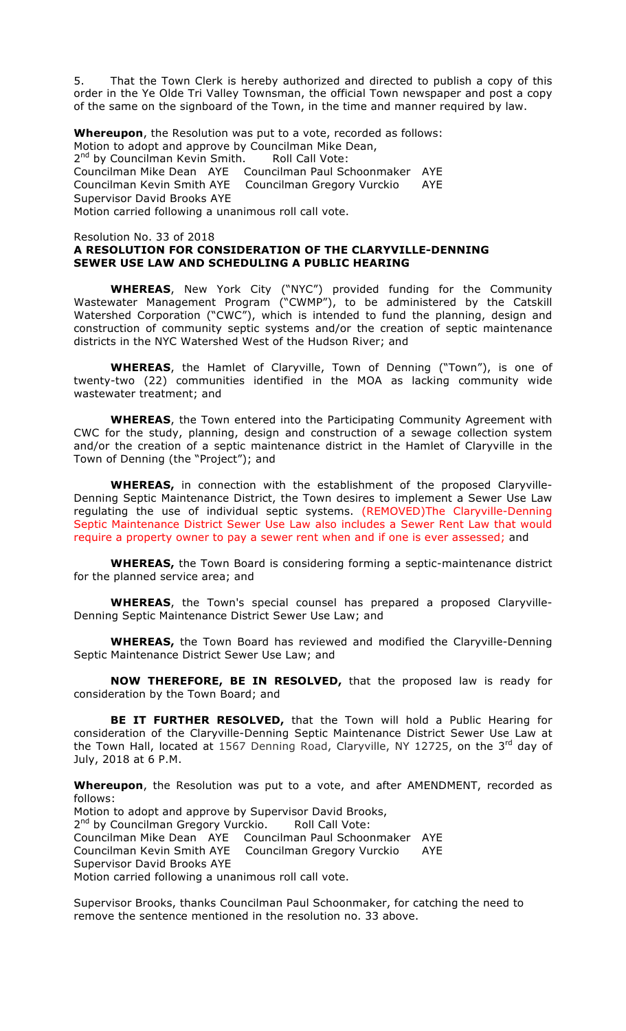5. That the Town Clerk is hereby authorized and directed to publish a copy of this order in the Ye Olde Tri Valley Townsman, the official Town newspaper and post a copy of the same on the signboard of the Town, in the time and manner required by law.

**Whereupon**, the Resolution was put to a vote, recorded as follows:
Motion to adopt and approve by Councilman Mike Dean,
2nd by Councilman Kevin Smith. Roll Call Vote:
Councilman Mike Dean AYE Councilman Paul Schoonmaker AYE
Councilman Kevin Smith AYE Councilman Gregory Vurckio AYE
Supervisor David Brooks AYE
Motion carried following a unanimous roll call vote.

Resolution No. 33 of 2018
**A RESOLUTION FOR CONSIDERATION OF THE CLARYVILLE-DENNING SEWER USE LAW AND SCHEDULING A PUBLIC HEARING**

**WHEREAS**, New York City ("NYC") provided funding for the Community Wastewater Management Program ("CWMP"), to be administered by the Catskill Watershed Corporation ("CWC"), which is intended to fund the planning, design and construction of community septic systems and/or the creation of septic maintenance districts in the NYC Watershed West of the Hudson River; and

**WHEREAS**, the Hamlet of Claryville, Town of Denning ("Town"), is one of twenty-two (22) communities identified in the MOA as lacking community wide wastewater treatment; and

**WHEREAS**, the Town entered into the Participating Community Agreement with CWC for the study, planning, design and construction of a sewage collection system and/or the creation of a septic maintenance district in the Hamlet of Claryville in the Town of Denning (the "Project"); and

**WHEREAS,** in connection with the establishment of the proposed Claryville-Denning Septic Maintenance District, the Town desires to implement a Sewer Use Law regulating the use of individual septic systems. (REMOVED)The Claryville-Denning Septic Maintenance District Sewer Use Law also includes a Sewer Rent Law that would require a property owner to pay a sewer rent when and if one is ever assessed; and

**WHEREAS,** the Town Board is considering forming a septic-maintenance district for the planned service area; and

**WHEREAS**, the Town's special counsel has prepared a proposed Claryville-Denning Septic Maintenance District Sewer Use Law; and

**WHEREAS,** the Town Board has reviewed and modified the Claryville-Denning Septic Maintenance District Sewer Use Law; and

**NOW THEREFORE, BE IN RESOLVED,** that the proposed law is ready for consideration by the Town Board; and

**BE IT FURTHER RESOLVED,** that the Town will hold a Public Hearing for consideration of the Claryville-Denning Septic Maintenance District Sewer Use Law at the Town Hall, located at 1567 Denning Road, Claryville, NY 12725, on the 3rd day of July, 2018 at 6 P.M.

**Whereupon**, the Resolution was put to a vote, and after AMENDMENT, recorded as follows:
Motion to adopt and approve by Supervisor David Brooks,
2nd by Councilman Gregory Vurckio. Roll Call Vote:
Councilman Mike Dean AYE Councilman Paul Schoonmaker AYE
Councilman Kevin Smith AYE Councilman Gregory Vurckio AYE
Supervisor David Brooks AYE
Motion carried following a unanimous roll call vote.

Supervisor Brooks, thanks Councilman Paul Schoonmaker, for catching the need to remove the sentence mentioned in the resolution no. 33 above.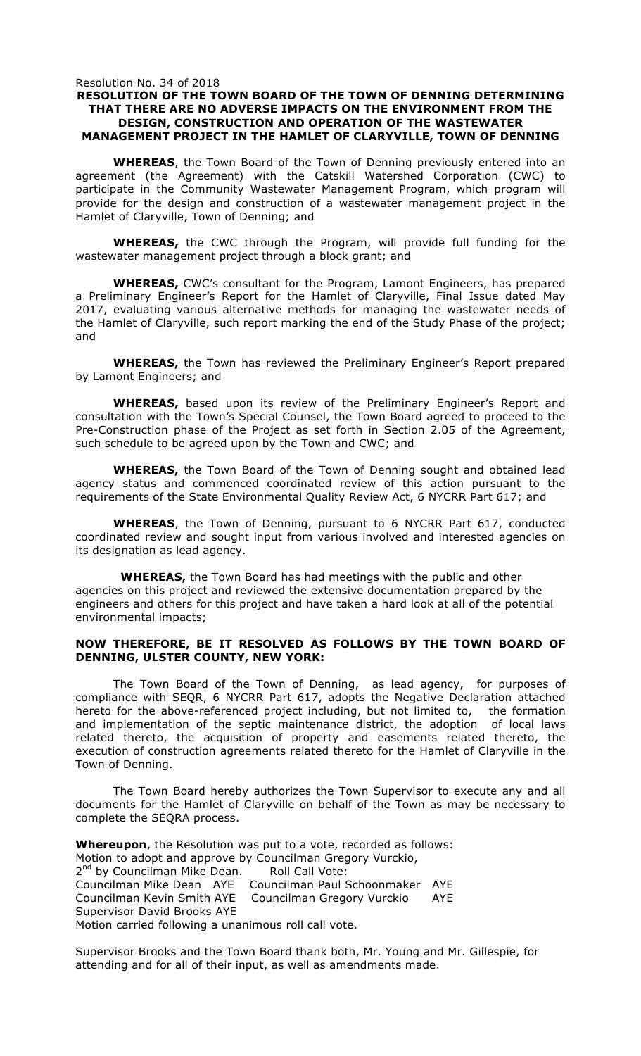Resolution No. 34 of 2018

**RESOLUTION OF THE TOWN BOARD OF THE TOWN OF DENNING DETERMINING THAT THERE ARE NO ADVERSE IMPACTS ON THE ENVIRONMENT FROM THE DESIGN, CONSTRUCTION AND OPERATION OF THE WASTEWATER MANAGEMENT PROJECT IN THE HAMLET OF CLARYVILLE, TOWN OF DENNING**

**WHEREAS**, the Town Board of the Town of Denning previously entered into an agreement (the Agreement) with the Catskill Watershed Corporation (CWC) to participate in the Community Wastewater Management Program, which program will provide for the design and construction of a wastewater management project in the Hamlet of Claryville, Town of Denning; and

**WHEREAS,** the CWC through the Program, will provide full funding for the wastewater management project through a block grant; and

**WHEREAS,** CWC's consultant for the Program, Lamont Engineers, has prepared a Preliminary Engineer's Report for the Hamlet of Claryville, Final Issue dated May 2017, evaluating various alternative methods for managing the wastewater needs of the Hamlet of Claryville, such report marking the end of the Study Phase of the project; and

**WHEREAS,** the Town has reviewed the Preliminary Engineer's Report prepared by Lamont Engineers; and

**WHEREAS,** based upon its review of the Preliminary Engineer's Report and consultation with the Town's Special Counsel, the Town Board agreed to proceed to the Pre-Construction phase of the Project as set forth in Section 2.05 of the Agreement, such schedule to be agreed upon by the Town and CWC; and

**WHEREAS,** the Town Board of the Town of Denning sought and obtained lead agency status and commenced coordinated review of this action pursuant to the requirements of the State Environmental Quality Review Act, 6 NYCRR Part 617; and

**WHEREAS**, the Town of Denning, pursuant to 6 NYCRR Part 617, conducted coordinated review and sought input from various involved and interested agencies on its designation as lead agency.

**WHEREAS,** the Town Board has had meetings with the public and other agencies on this project and reviewed the extensive documentation prepared by the engineers and others for this project and have taken a hard look at all of the potential environmental impacts;

**NOW THEREFORE, BE IT RESOLVED AS FOLLOWS BY THE TOWN BOARD OF DENNING, ULSTER COUNTY, NEW YORK:**

The Town Board of the Town of Denning, as lead agency, for purposes of compliance with SEQR, 6 NYCRR Part 617, adopts the Negative Declaration attached hereto for the above-referenced project including, but not limited to, the formation and implementation of the septic maintenance district, the adoption of local laws related thereto, the acquisition of property and easements related thereto, the execution of construction agreements related thereto for the Hamlet of Claryville in the Town of Denning.

The Town Board hereby authorizes the Town Supervisor to execute any and all documents for the Hamlet of Claryville on behalf of the Town as may be necessary to complete the SEQRA process.

**Whereupon**, the Resolution was put to a vote, recorded as follows:
Motion to adopt and approve by Councilman Gregory Vurckio,
2nd by Councilman Mike Dean. Roll Call Vote:
Councilman Mike Dean AYE Councilman Paul Schoonmaker AYE
Councilman Kevin Smith AYE Councilman Gregory Vurckio AYE
Supervisor David Brooks AYE
Motion carried following a unanimous roll call vote.

Supervisor Brooks and the Town Board thank both, Mr. Young and Mr. Gillespie, for attending and for all of their input, as well as amendments made.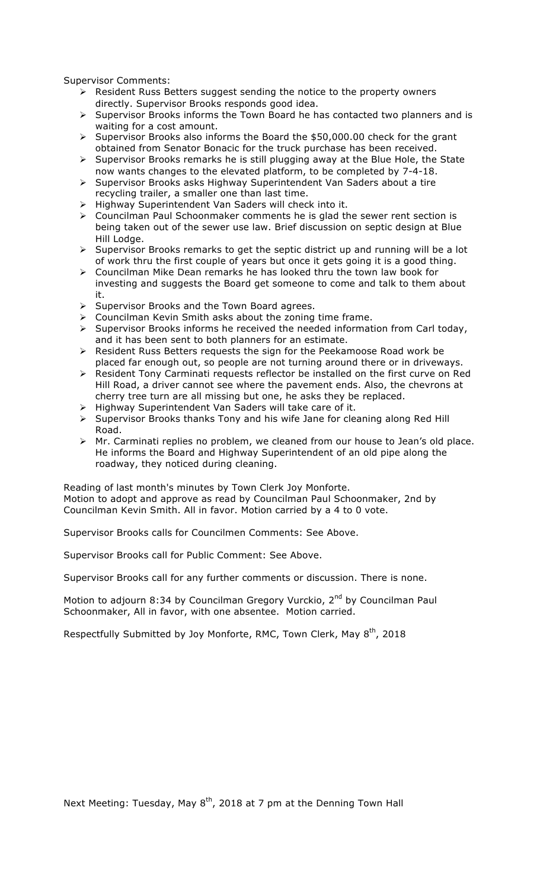Supervisor Comments:

- Resident Russ Betters suggest sending the notice to the property owners directly. Supervisor Brooks responds good idea.
- Supervisor Brooks informs the Town Board he has contacted two planners and is waiting for a cost amount.
- Supervisor Brooks also informs the Board the $50,000.00 check for the grant obtained from Senator Bonacic for the truck purchase has been received.
- Supervisor Brooks remarks he is still plugging away at the Blue Hole, the State now wants changes to the elevated platform, to be completed by 7-4-18.
- Supervisor Brooks asks Highway Superintendent Van Saders about a tire recycling trailer, a smaller one than last time.
- Highway Superintendent Van Saders will check into it.
- Councilman Paul Schoonmaker comments he is glad the sewer rent section is being taken out of the sewer use law. Brief discussion on septic design at Blue Hill Lodge.
- Supervisor Brooks remarks to get the septic district up and running will be a lot of work thru the first couple of years but once it gets going it is a good thing.
- Councilman Mike Dean remarks he has looked thru the town law book for investing and suggests the Board get someone to come and talk to them about it.
- Supervisor Brooks and the Town Board agrees.
- Councilman Kevin Smith asks about the zoning time frame.
- Supervisor Brooks informs he received the needed information from Carl today, and it has been sent to both planners for an estimate.
- Resident Russ Betters requests the sign for the Peekamoose Road work be placed far enough out, so people are not turning around there or in driveways.
- Resident Tony Carminati requests reflector be installed on the first curve on Red Hill Road, a driver cannot see where the pavement ends. Also, the chevrons at cherry tree turn are all missing but one, he asks they be replaced.
- Highway Superintendent Van Saders will take care of it.
- Supervisor Brooks thanks Tony and his wife Jane for cleaning along Red Hill Road.
- Mr. Carminati replies no problem, we cleaned from our house to Jean's old place. He informs the Board and Highway Superintendent of an old pipe along the roadway, they noticed during cleaning.

Reading of last month's minutes by Town Clerk Joy Monforte.
Motion to adopt and approve as read by Councilman Paul Schoonmaker, 2nd by Councilman Kevin Smith. All in favor. Motion carried by a 4 to 0 vote.

Supervisor Brooks calls for Councilmen Comments: See Above.

Supervisor Brooks call for Public Comment: See Above.

Supervisor Brooks call for any further comments or discussion. There is none.

Motion to adjourn 8:34 by Councilman Gregory Vurckio, 2nd by Councilman Paul Schoonmaker, All in favor, with one absentee. Motion carried.

Respectfully Submitted by Joy Monforte, RMC, Town Clerk, May 8th, 2018

Next Meeting: Tuesday, May 8th, 2018 at 7 pm at the Denning Town Hall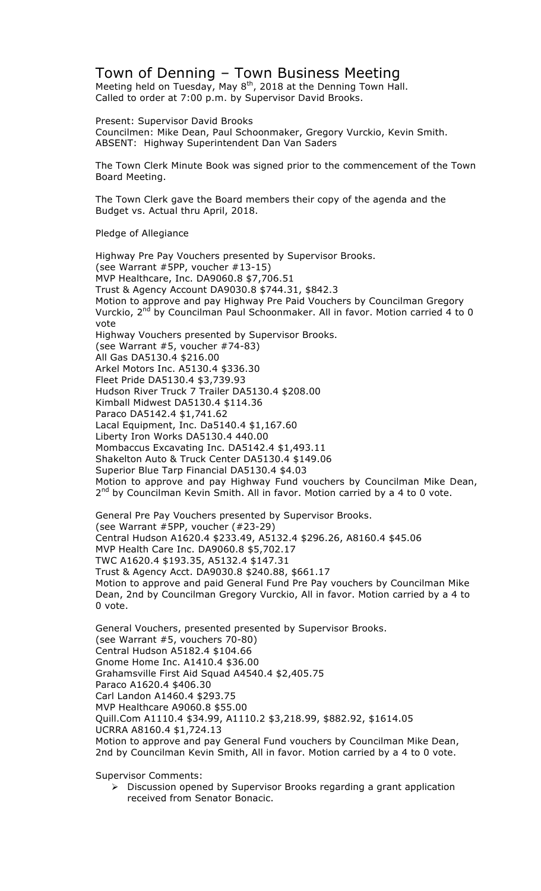# Town of Denning – Town Business Meeting

Meeting held on Tuesday, May 8th, 2018 at the Denning Town Hall.
Called to order at 7:00 p.m. by Supervisor David Brooks.

Present: Supervisor David Brooks
Councilmen: Mike Dean, Paul Schoonmaker, Gregory Vurckio, Kevin Smith.
ABSENT: Highway Superintendent Dan Van Saders

The Town Clerk Minute Book was signed prior to the commencement of the Town Board Meeting.

The Town Clerk gave the Board members their copy of the agenda and the Budget vs. Actual thru April, 2018.

Pledge of Allegiance

Highway Pre Pay Vouchers presented by Supervisor Brooks.
(see Warrant #5PP, voucher #13-15)
MVP Healthcare, Inc. DA9060.8 $7,706.51
Trust & Agency Account DA9030.8 $744.31, $842.3
Motion to approve and pay Highway Pre Paid Vouchers by Councilman Gregory Vurckio, 2nd by Councilman Paul Schoonmaker. All in favor. Motion carried 4 to 0 vote
Highway Vouchers presented by Supervisor Brooks.
(see Warrant #5, voucher #74-83)
All Gas DA5130.4 $216.00
Arkel Motors Inc. A5130.4 $336.30
Fleet Pride DA5130.4 $3,739.93
Hudson River Truck 7 Trailer DA5130.4 $208.00
Kimball Midwest DA5130.4 $114.36
Paraco DA5142.4 $1,741.62
Lacal Equipment, Inc. Da5140.4 $1,167.60
Liberty Iron Works DA5130.4 440.00
Mombaccus Excavating Inc. DA5142.4 $1,493.11
Shakelton Auto & Truck Center DA5130.4 $149.06
Superior Blue Tarp Financial DA5130.4 $4.03
Motion to approve and pay Highway Fund vouchers by Councilman Mike Dean, 2nd by Councilman Kevin Smith. All in favor. Motion carried by a 4 to 0 vote.

General Pre Pay Vouchers presented by Supervisor Brooks.
(see Warrant #5PP, voucher (#23-29)
Central Hudson A1620.4 $233.49, A5132.4 $296.26, A8160.4 $45.06
MVP Health Care Inc. DA9060.8 $5,702.17
TWC A1620.4 $193.35, A5132.4 $147.31
Trust & Agency Acct. DA9030.8 $240.88, $661.17
Motion to approve and paid General Fund Pre Pay vouchers by Councilman Mike Dean, 2nd by Councilman Gregory Vurckio, All in favor. Motion carried by a 4 to 0 vote.

General Vouchers, presented presented by Supervisor Brooks.
(see Warrant #5, vouchers 70-80)
Central Hudson A5182.4 $104.66
Gnome Home Inc. A1410.4 $36.00
Grahamsville First Aid Squad A4540.4 $2,405.75
Paraco A1620.4 $406.30
Carl Landon A1460.4 $293.75
MVP Healthcare A9060.8 $55.00
Quill.Com A1110.4 $34.99, A1110.2 $3,218.99, $882.92, $1614.05
UCRRA A8160.4 $1,724.13
Motion to approve and pay General Fund vouchers by Councilman Mike Dean, 2nd by Councilman Kevin Smith, All in favor. Motion carried by a 4 to 0 vote.

Supervisor Comments:

- Discussion opened by Supervisor Brooks regarding a grant application received from Senator Bonacic.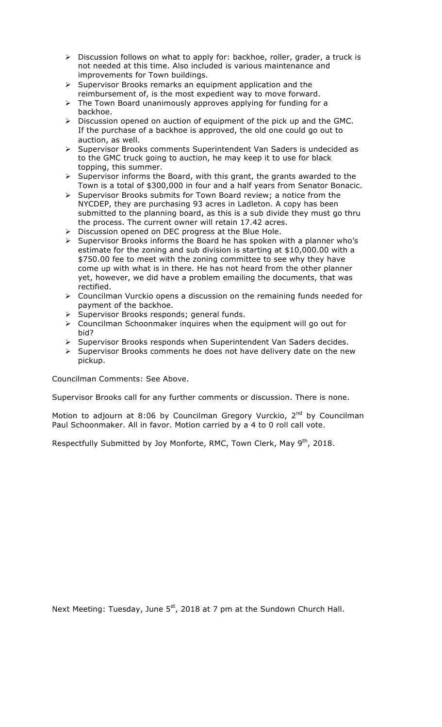- Discussion follows on what to apply for: backhoe, roller, grader, a truck is not needed at this time. Also included is various maintenance and improvements for Town buildings.
- Supervisor Brooks remarks an equipment application and the reimbursement of, is the most expedient way to move forward.
- The Town Board unanimously approves applying for funding for a backhoe.
- Discussion opened on auction of equipment of the pick up and the GMC. If the purchase of a backhoe is approved, the old one could go out to auction, as well.
- Supervisor Brooks comments Superintendent Van Saders is undecided as to the GMC truck going to auction, he may keep it to use for black topping, this summer.
- Supervisor informs the Board, with this grant, the grants awarded to the Town is a total of $300,000 in four and a half years from Senator Bonacic.
- Supervisor Brooks submits for Town Board review; a notice from the NYCDEP, they are purchasing 93 acres in Ladleton. A copy has been submitted to the planning board, as this is a sub divide they must go thru the process. The current owner will retain 17.42 acres.
- Discussion opened on DEC progress at the Blue Hole.
- Supervisor Brooks informs the Board he has spoken with a planner who's estimate for the zoning and sub division is starting at $10,000.00 with a $750.00 fee to meet with the zoning committee to see why they have come up with what is in there. He has not heard from the other planner yet, however, we did have a problem emailing the documents, that was rectified.
- Councilman Vurckio opens a discussion on the remaining funds needed for payment of the backhoe.
- Supervisor Brooks responds; general funds.
- Councilman Schoonmaker inquires when the equipment will go out for bid?
- Supervisor Brooks responds when Superintendent Van Saders decides.
- Supervisor Brooks comments he does not have delivery date on the new pickup.

Councilman Comments: See Above.

Supervisor Brooks call for any further comments or discussion. There is none.

Motion to adjourn at 8:06 by Councilman Gregory Vurckio, 2nd by Councilman Paul Schoonmaker. All in favor. Motion carried by a 4 to 0 roll call vote.

Respectfully Submitted by Joy Monforte, RMC, Town Clerk, May 9th, 2018.

Next Meeting: Tuesday, June 5st, 2018 at 7 pm at the Sundown Church Hall.